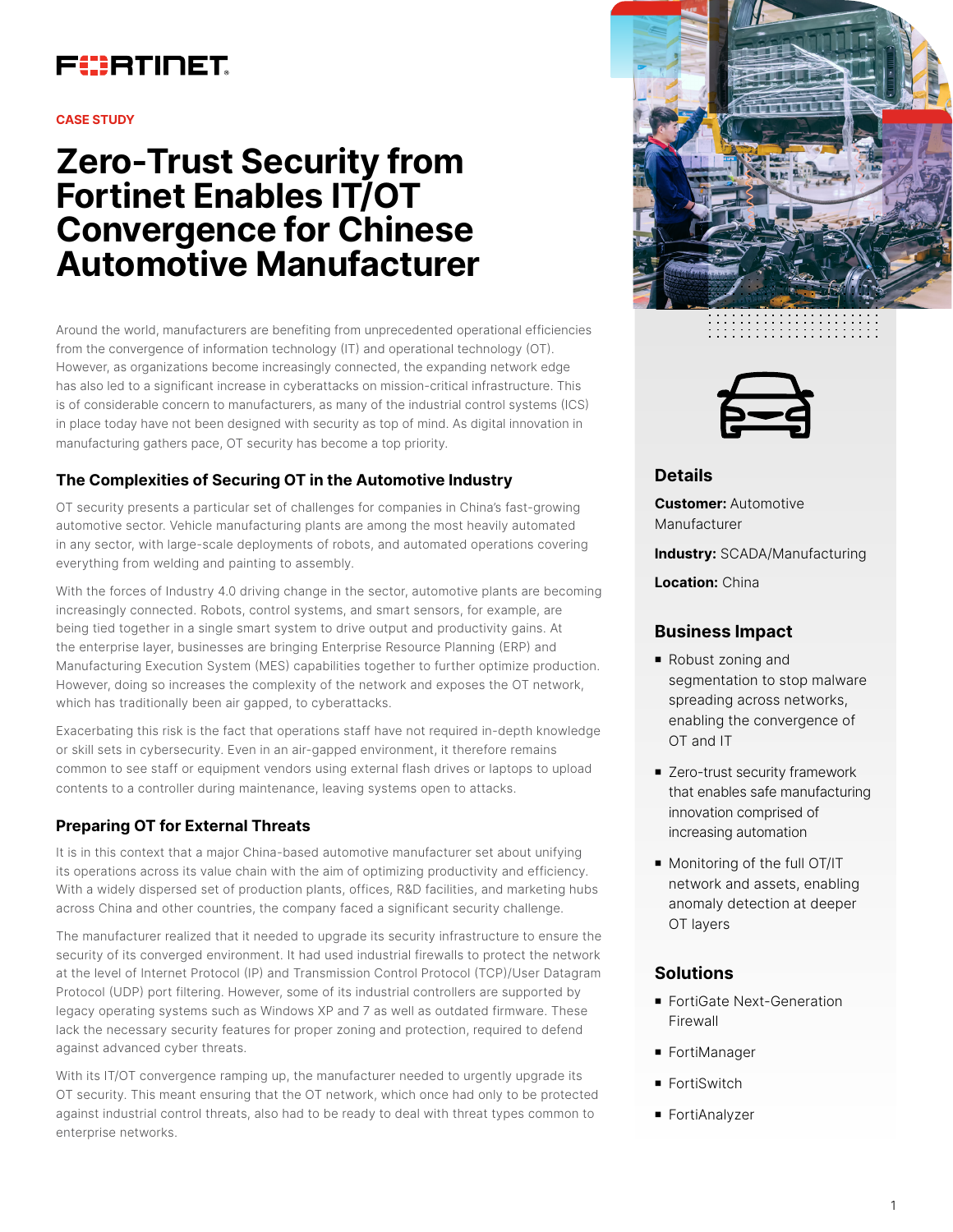CASE STUDY

# Zero-Trust Security from Fortinet Enables IT/OT Convergence for Chinese Automotive Manufacturer

Around the world, manufacturers are benefiting from unprecedented operational efficiencies from the convergence of information technology (IT) and operational technology (OT). However, as organizations become increasingly connected, the expanding network edge has also led to a significant increase in cyberattacks on mission-critical infrastructure. This is of considerable concern to manufacturers, as many of the industrial control systems (ICS) in place today have not been designed with security as top of mind. As digital innovation in manufacturing gathers pace, OT security has become a top priority.

## The Complexities of Securing OT in the Automotive Industry

OT security presents a particular set of challenges for companies in China's fast-growing automotive sector. Vehicle manufacturing plants are among the most heavily automated in any sector, with large-scale deployments of robots, and automated operations covering everything from welding and painting to assembly.

With the forces of Industry 4.0 driving change in the sector, automotive plants are becoming increasingly connected. Robots, control systems, and smart sensors, for example, are being tied together in a single smart system to drive output and productivity gains. At the enterprise layer, businesses are bringing Enterprise Resource Planning (ERP) and Manufacturing Execution System (MES) capabilities together to further optimize production. However, doing so increases the complexity of the network and exposes the OT network, which has traditionally been air gapped, to cyberattacks.

Exacerbating this risk is the fact that operations staff have not required in-depth knowledge or skill sets in cybersecurity. Even in an air-gapped environment, it therefore remains common to see staff or equipment vendors using external flash drives or laptops to upload contents to a controller during maintenance, leaving systems open to attacks.

## Preparing OT for External Threats

It is in this context that a major China-based automotive manufacturer set about unifying its operations across its value chain with the aim of optimizing productivity and efficiency. With a widely dispersed set of production plants, offices, R&D facilities, and marketing hubs across China and other countries, the company faced a significant security challenge.

The manufacturer realized that it needed to upgrade its security infrastructure to ensure the security of its converged environment. It had used industrial firewalls to protect the network at the level of Internet Protocol (IP) and Transmission Control Protocol (TCP)/User Datagram Protocol (UDP) port filtering. However, some of its industrial controllers are supported by legacy operating systems such as Windows XP and 7 as well as outdated firmware. These lack the necessary security features for proper zoning and protection, required to defend against advanced cyber threats.

With its IT/OT convergence ramping up, the manufacturer needed to urgently upgrade its OT security. This meant ensuring that the OT network, which once had only to be protected against industrial control threats, also had to be ready to deal with threat types common to enterprise networks.

## Details

**Customer:** Automotive Manufacturer

**Industry:** SCADA/Manufacturing

**Location:** China

## Business Impact

- Robust zoning and segmentation to stop malware spreading across networks, enabling the convergence of OT and IT
- Zero-trust security framework that enables safe manufacturing innovation comprised of increasing automation
- Monitoring of the full OT/IT network and assets, enabling anomaly detection at deeper OT layers

## Solutions

- FortiGate Next-Generation Firewall
- FortiManager
- FortiSwitch
- FortiAnalyzer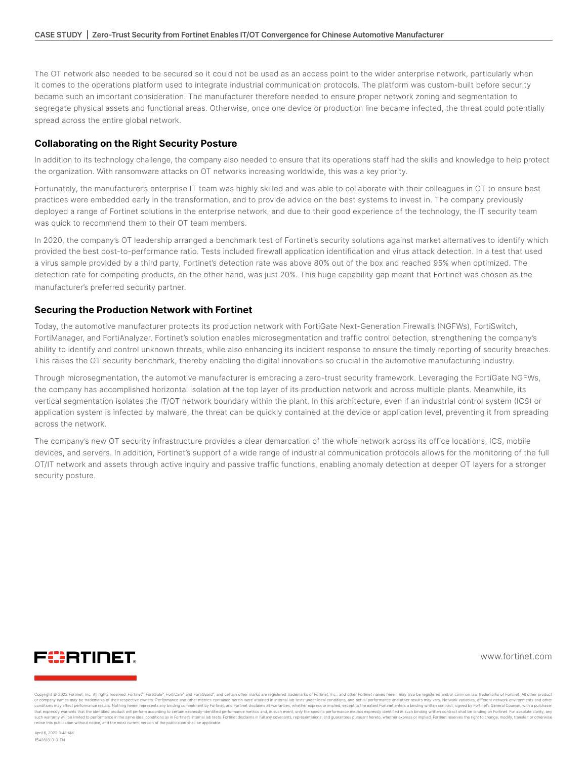The OT network also needed to be secured so it could not be used as an access point to the wider enterprise network, particularly when it comes to the operations platform used to integrate industrial communication protocols. The platform was custom-built before security became such an important consideration. The manufacturer therefore needed to ensure proper network zoning and segmentation to segregate physical assets and functional areas. Otherwise, once one device or production line became infected, the threat could potentially spread across the entire global network.

## Collaborating on the Right Security Posture

In addition to its technology challenge, the company also needed to ensure that its operations staff had the skills and knowledge to help protect the organization. With ransomware attacks on OT networks increasing worldwide, this was a key priority.

Fortunately, the manufacturer's enterprise IT team was highly skilled and was able to collaborate with their colleagues in OT to ensure best practices were embedded early in the transformation, and to provide advice on the best systems to invest in. The company previously deployed a range of Fortinet solutions in the enterprise network, and due to their good experience of the technology, the IT security team was quick to recommend them to their OT team members.

In 2020, the company's OT leadership arranged a benchmark test of Fortinet's security solutions against market alternatives to identify which provided the best cost-to-performance ratio. Tests included firewall application identification and virus attack detection. In a test that used a virus sample provided by a third party, Fortinet's detection rate was above 80% out of the box and reached 95% when optimized. The detection rate for competing products, on the other hand, was just 20%. This huge capability gap meant that Fortinet was chosen as the manufacturer's preferred security partner.

## Securing the Production Network with Fortinet

Today, the automotive manufacturer protects its production network with FortiGate Next-Generation Firewalls (NGFWs), FortiSwitch, FortiManager, and FortiAnalyzer. Fortinet's solution enables microsegmentation and traffic control detection, strengthening the company's ability to identify and control unknown threats, while also enhancing its incident response to ensure the timely reporting of security breaches. This raises the OT security benchmark, thereby enabling the digital innovations so crucial in the automotive manufacturing industry.

Through microsegmentation, the automotive manufacturer is embracing a zero-trust security framework. Leveraging the FortiGate NGFWs, the company has accomplished horizontal isolation at the top layer of its production network and across multiple plants. Meanwhile, its vertical segmentation isolates the IT/OT network boundary within the plant. In this architecture, even if an industrial control system (ICS) or application system is infected by malware, the threat can be quickly contained at the device or application level, preventing it from spreading across the network.

The company's new OT security infrastructure provides a clear demarcation of the whole network across its office locations, ICS, mobile devices, and servers. In addition, Fortinet's support of a wide range of industrial communication protocols allows for the monitoring of the full OT/IT network and assets through active inquiry and passive traffic functions, enabling anomaly detection at deeper OT layers for a stronger security posture.

FORTINET

www.fortinet.com

Copyright © 2022 Fortinet, Inc. All rights reserved. Fortinet®, FortiGate®, FortiCare® and FortiGuard®, and certain other marks are registered trademarks of Fortinet, Inc., and other Fortinet names herein may also be registered and/or common law trademarks of Fortinet. All other product or company names may be trademarks of their respective owners. Performance and other metrics contained herein were attained in internal lab tests under ideal conditions, and actual performance and other results may vary. Network variables, different network environments and other conditions may affect performance results. Nothing herein represents any binding commitment by Fortinet, and Fortinet disclaims all warranties, whether express or implied, except to the extent Fortinet enters a binding written contract, signed by Fortinet's General Counsel, with a purchaser that expressly warrants that the identified product will perform according to certain expressly-identified performance metrics and, in such event, only the specific performance metrics expressly identified in such binding written contract shall be binding on Fortinet. For absolute clarity, any such warranty will be limited to performance in the same ideal conditions as in Fortinet's internal lab tests. Fortinet disclaims in full any covenants, representations, and guarantees pursuant hereto, whether express or implied. Fortinet reserves the right to change, modify, transfer, or otherwise revise this publication without notice, and the most current version of the publication shall be applicable.

April 6, 2022 3:48 AM
1542816-0-0-EN